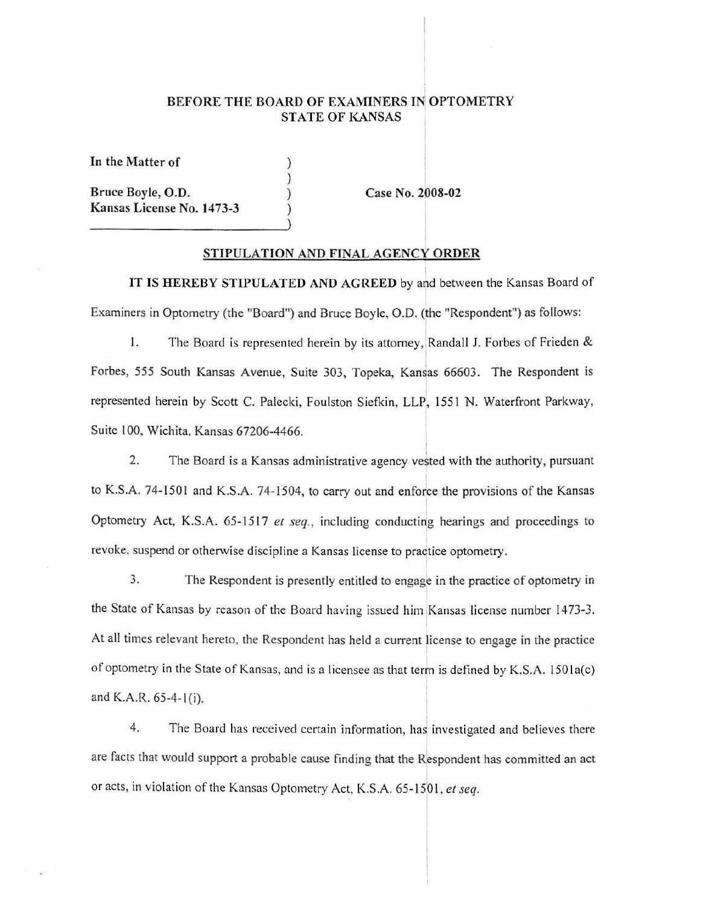# BEFORE THE BOARD OF EXAMINERS IN OPTOMETRY
# STATE OF KANSAS

**In the Matter of**

**Bruce Boyle, O.D.**
**Kansas License No. 1473-3**

**Case No. 2008-02**

## STIPULATION AND FINAL AGENCY ORDER

**IT IS HEREBY STIPULATED AND AGREED** by and between the Kansas Board of Examiners in Optometry (the "Board") and Bruce Boyle, O.D. (the "Respondent") as follows:

1. The Board is represented herein by its attorney, Randall J. Forbes of Frieden & Forbes, 555 South Kansas Avenue, Suite 303, Topeka, Kansas 66603. The Respondent is represented herein by Scott C. Palecki, Foulston Siefkin, LLP, 1551 N. Waterfront Parkway, Suite 100, Wichita, Kansas 67206-4466.

2. The Board is a Kansas administrative agency vested with the authority, pursuant to K.S.A. 74-1501 and K.S.A. 74-1504, to carry out and enforce the provisions of the Kansas Optometry Act, K.S.A. 65-1517 *et seq.*, including conducting hearings and proceedings to revoke, suspend or otherwise discipline a Kansas license to practice optometry.

3. The Respondent is presently entitled to engage in the practice of optometry in the State of Kansas by reason of the Board having issued him Kansas license number 1473-3. At all times relevant hereto, the Respondent has held a current license to engage in the practice of optometry in the State of Kansas, and is a licensee as that term is defined by K.S.A. 1501a(c) and K.A.R. 65-4-1(i).

4. The Board has received certain information, has investigated and believes there are facts that would support a probable cause finding that the Respondent has committed an act or acts, in violation of the Kansas Optometry Act, K.S.A. 65-1501, *et seq.*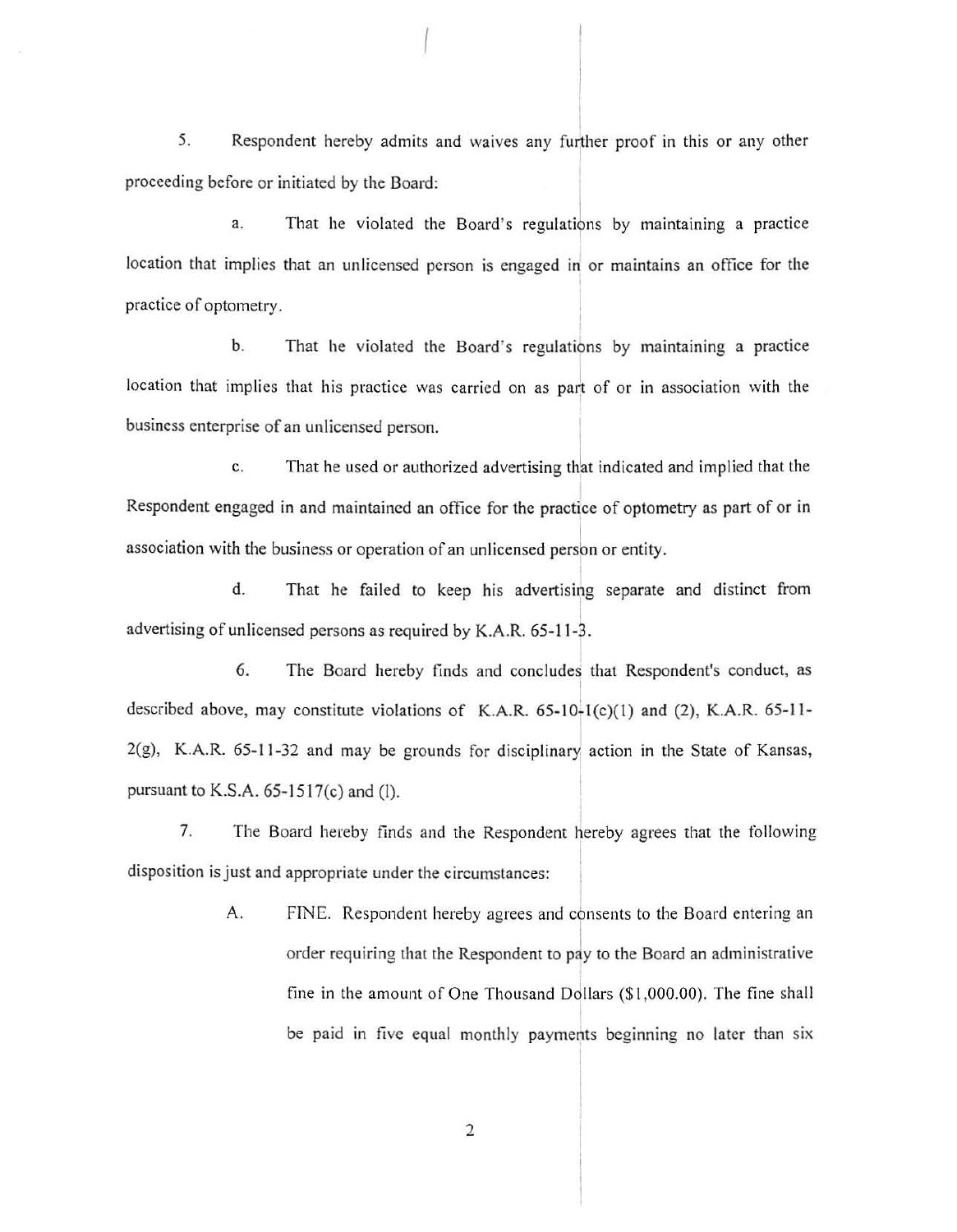5. Respondent hereby admits and waives any further proof in this or any other proceeding before or initiated by the Board:

a. That he violated the Board's regulations by maintaining a practice location that implies that an unlicensed person is engaged in or maintains an office for the practice of optometry.

b. That he violated the Board's regulations by maintaining a practice location that implies that his practice was carried on as part of or in association with the business enterprise of an unlicensed person.

c. That he used or authorized advertising that indicated and implied that the Respondent engaged in and maintained an office for the practice of optometry as part of or in association with the business or operation of an unlicensed person or entity.

d. That he failed to keep his advertising separate and distinct from advertising of unlicensed persons as required by K.A.R. 65-11-3.

6. The Board hereby finds and concludes that Respondent's conduct, as described above, may constitute violations of K.A.R. 65-10-1(c)(1) and (2), K.A.R. 65-11-2(g), K.A.R. 65-11-32 and may be grounds for disciplinary action in the State of Kansas, pursuant to K.S.A. 65-1517(c) and (l).

7. The Board hereby finds and the Respondent hereby agrees that the following disposition is just and appropriate under the circumstances:

A. FINE. Respondent hereby agrees and consents to the Board entering an order requiring that the Respondent to pay to the Board an administrative fine in the amount of One Thousand Dollars ($1,000.00). The fine shall be paid in five equal monthly payments beginning no later than six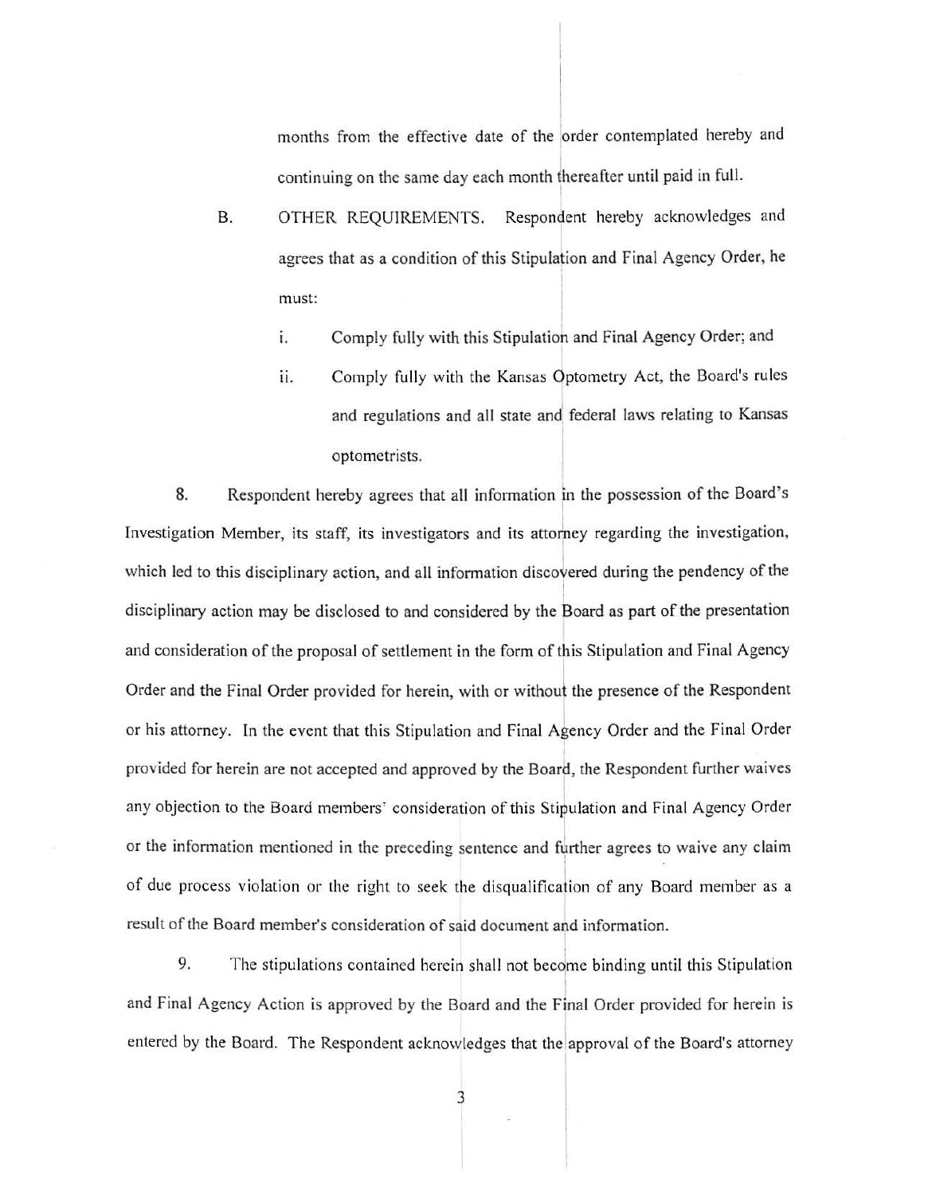months from the effective date of the order contemplated hereby and continuing on the same day each month thereafter until paid in full.

B. OTHER REQUIREMENTS. Respondent hereby acknowledges and agrees that as a condition of this Stipulation and Final Agency Order, he must:

i. Comply fully with this Stipulation and Final Agency Order; and

ii. Comply fully with the Kansas Optometry Act, the Board's rules and regulations and all state and federal laws relating to Kansas optometrists.

8. Respondent hereby agrees that all information in the possession of the Board's Investigation Member, its staff, its investigators and its attorney regarding the investigation, which led to this disciplinary action, and all information discovered during the pendency of the disciplinary action may be disclosed to and considered by the Board as part of the presentation and consideration of the proposal of settlement in the form of this Stipulation and Final Agency Order and the Final Order provided for herein, with or without the presence of the Respondent or his attorney. In the event that this Stipulation and Final Agency Order and the Final Order provided for herein are not accepted and approved by the Board, the Respondent further waives any objection to the Board members' consideration of this Stipulation and Final Agency Order or the information mentioned in the preceding sentence and further agrees to waive any claim of due process violation or the right to seek the disqualification of any Board member as a result of the Board member's consideration of said document and information.

9. The stipulations contained herein shall not become binding until this Stipulation and Final Agency Action is approved by the Board and the Final Order provided for herein is entered by the Board. The Respondent acknowledges that the approval of the Board's attorney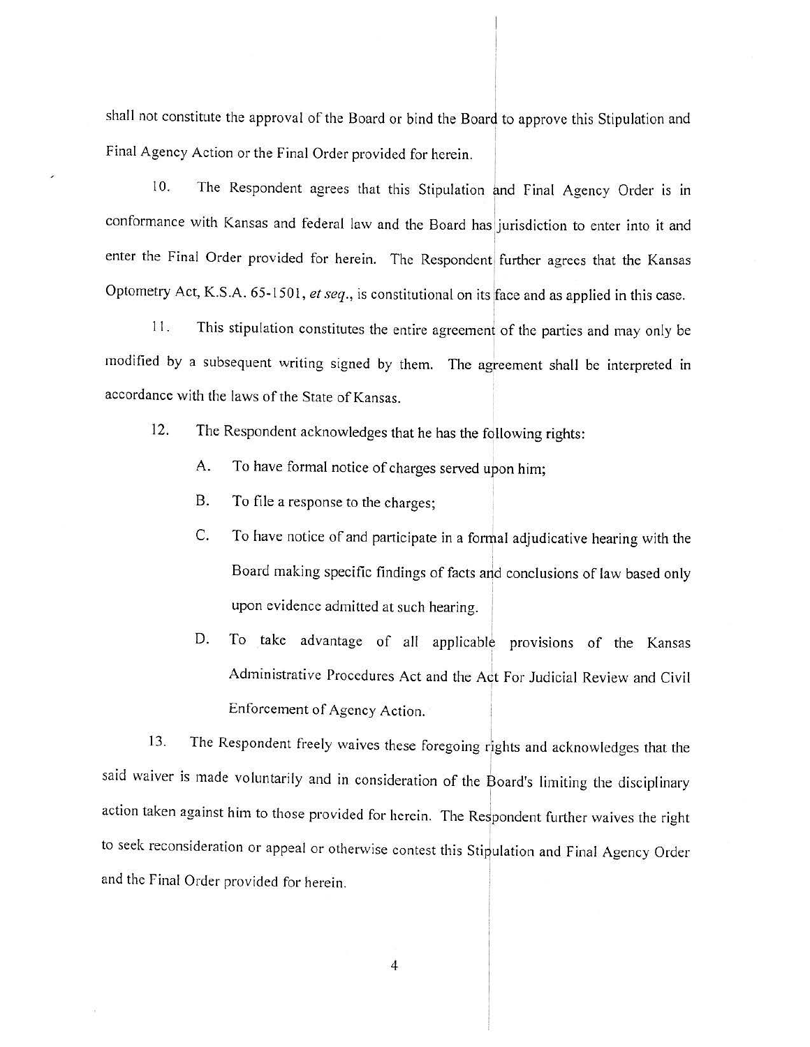shall not constitute the approval of the Board or bind the Board to approve this Stipulation and Final Agency Action or the Final Order provided for herein.

10. The Respondent agrees that this Stipulation and Final Agency Order is in conformance with Kansas and federal law and the Board has jurisdiction to enter into it and enter the Final Order provided for herein. The Respondent further agrees that the Kansas Optometry Act, K.S.A. 65-1501, *et seq.*, is constitutional on its face and as applied in this case.

11. This stipulation constitutes the entire agreement of the parties and may only be modified by a subsequent writing signed by them. The agreement shall be interpreted in accordance with the laws of the State of Kansas.

12. The Respondent acknowledges that he has the following rights:

   A. To have formal notice of charges served upon him;

   B. To file a response to the charges;

   C. To have notice of and participate in a formal adjudicative hearing with the Board making specific findings of facts and conclusions of law based only upon evidence admitted at such hearing.

   D. To take advantage of all applicable provisions of the Kansas Administrative Procedures Act and the Act For Judicial Review and Civil Enforcement of Agency Action.

13. The Respondent freely waives these foregoing rights and acknowledges that the said waiver is made voluntarily and in consideration of the Board's limiting the disciplinary action taken against him to those provided for herein. The Respondent further waives the right to seek reconsideration or appeal or otherwise contest this Stipulation and Final Agency Order and the Final Order provided for herein.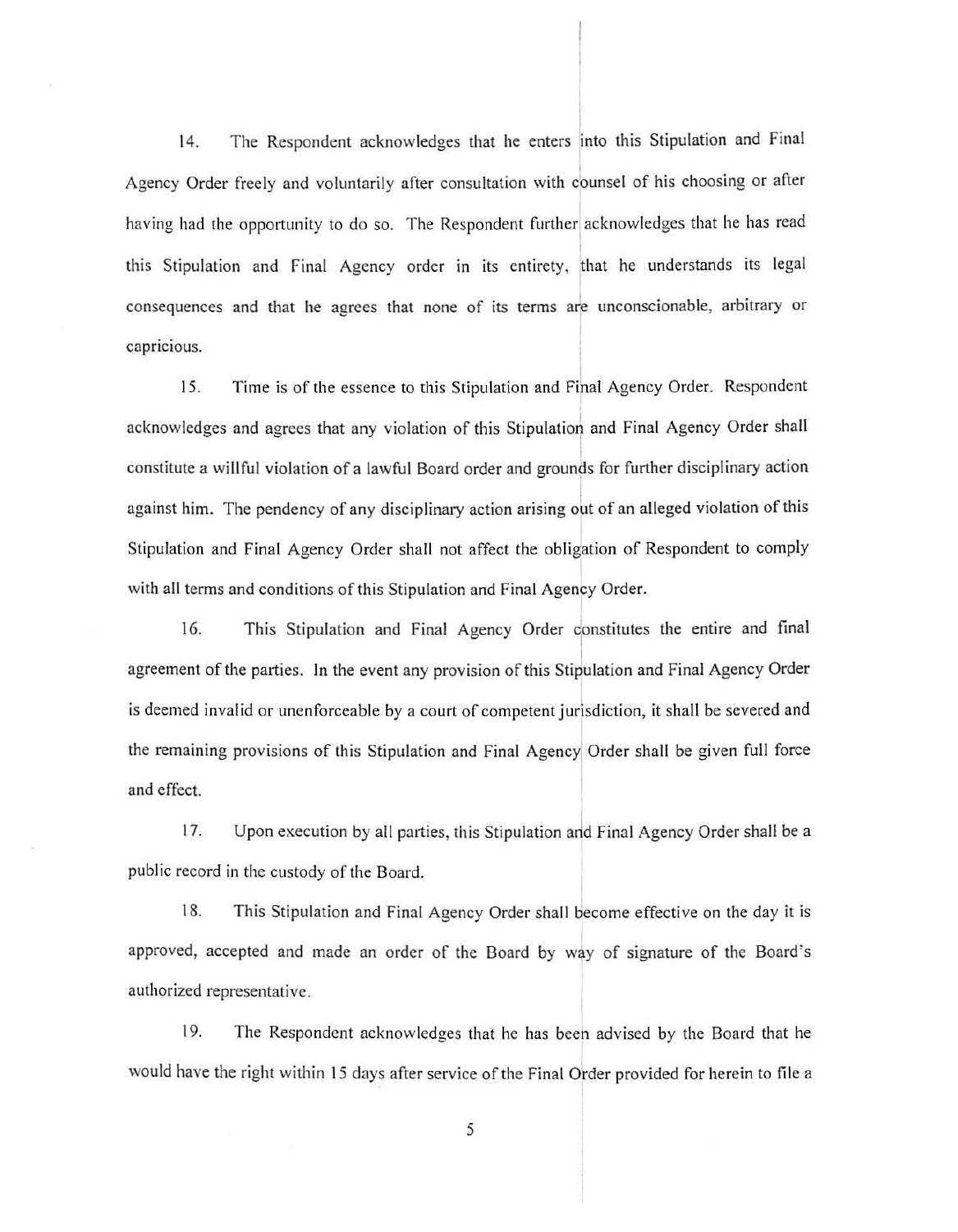14. The Respondent acknowledges that he enters into this Stipulation and Final Agency Order freely and voluntarily after consultation with counsel of his choosing or after having had the opportunity to do so. The Respondent further acknowledges that he has read this Stipulation and Final Agency order in its entirety, that he understands its legal consequences and that he agrees that none of its terms are unconscionable, arbitrary or capricious.

15. Time is of the essence to this Stipulation and Final Agency Order. Respondent acknowledges and agrees that any violation of this Stipulation and Final Agency Order shall constitute a willful violation of a lawful Board order and grounds for further disciplinary action against him. The pendency of any disciplinary action arising out of an alleged violation of this Stipulation and Final Agency Order shall not affect the obligation of Respondent to comply with all terms and conditions of this Stipulation and Final Agency Order.

16. This Stipulation and Final Agency Order constitutes the entire and final agreement of the parties. In the event any provision of this Stipulation and Final Agency Order is deemed invalid or unenforceable by a court of competent jurisdiction, it shall be severed and the remaining provisions of this Stipulation and Final Agency Order shall be given full force and effect.

17. Upon execution by all parties, this Stipulation and Final Agency Order shall be a public record in the custody of the Board.

18. This Stipulation and Final Agency Order shall become effective on the day it is approved, accepted and made an order of the Board by way of signature of the Board's authorized representative.

19. The Respondent acknowledges that he has been advised by the Board that he would have the right within 15 days after service of the Final Order provided for herein to file a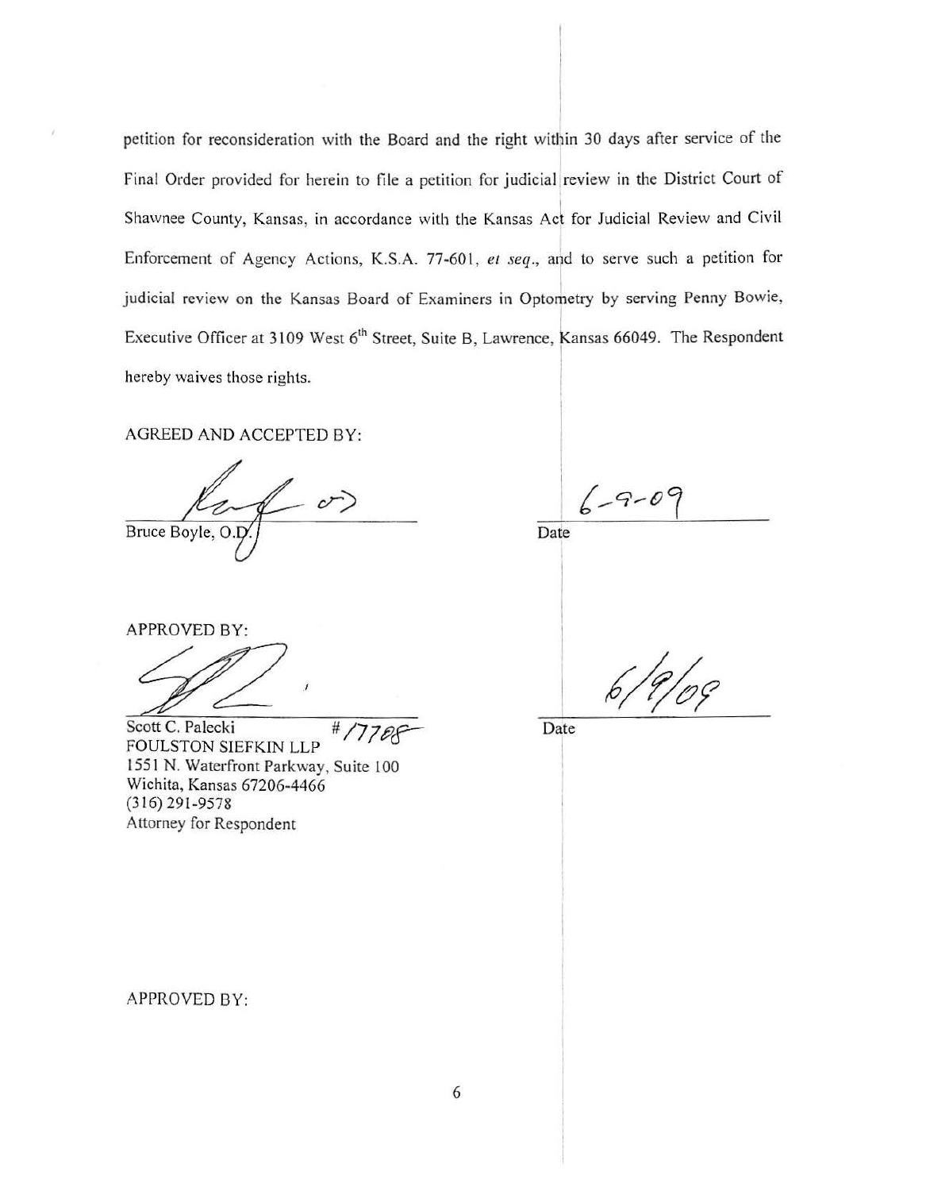petition for reconsideration with the Board and the right within 30 days after service of the Final Order provided for herein to file a petition for judicial review in the District Court of Shawnee County, Kansas, in accordance with the Kansas Act for Judicial Review and Civil Enforcement of Agency Actions, K.S.A. 77-601, *et seq.*, and to serve such a petition for judicial review on the Kansas Board of Examiners in Optometry by serving Penny Bowie, Executive Officer at 3109 West 6th Street, Suite B, Lawrence, Kansas 66049. The Respondent hereby waives those rights.

AGREED AND ACCEPTED BY:

Bruce Boyle, O.D. — Date: 6-9-09

APPROVED BY:

Scott C. Palecki #17708
FOULSTON SIEFKIN LLP
1551 N. Waterfront Parkway, Suite 100
Wichita, Kansas 67206-4466
(316) 291-9578
Attorney for Respondent

Date: 6/9/09

APPROVED BY: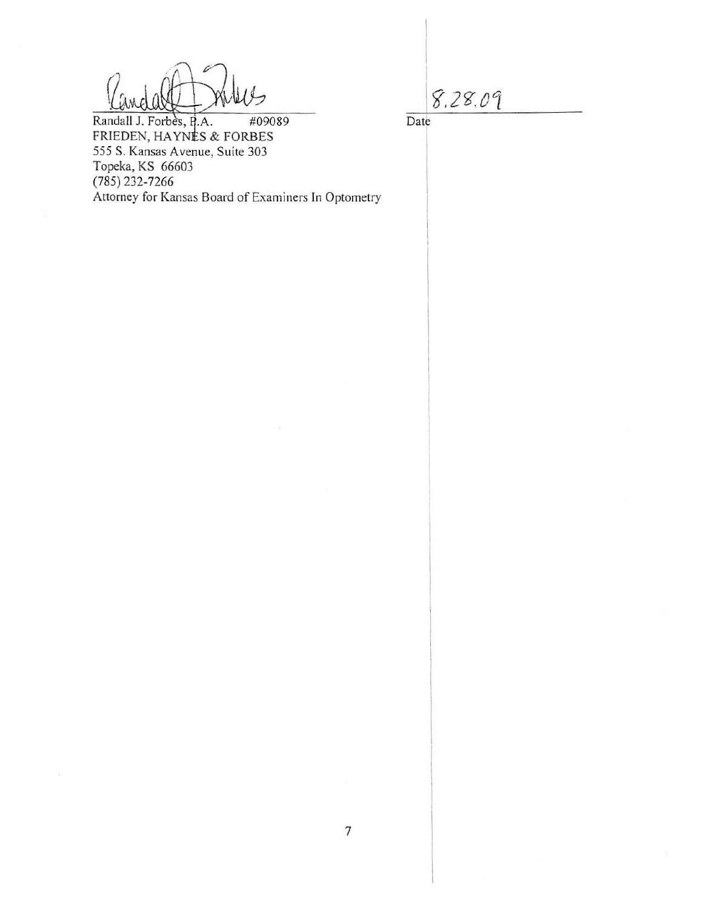Randall J. Forbes, P.A. #09089
FRIEDEN, HAYNES & FORBES
555 S. Kansas Avenue, Suite 303
Topeka, KS 66603
(785) 232-7266
Attorney for Kansas Board of Examiners In Optometry

8.28.09
Date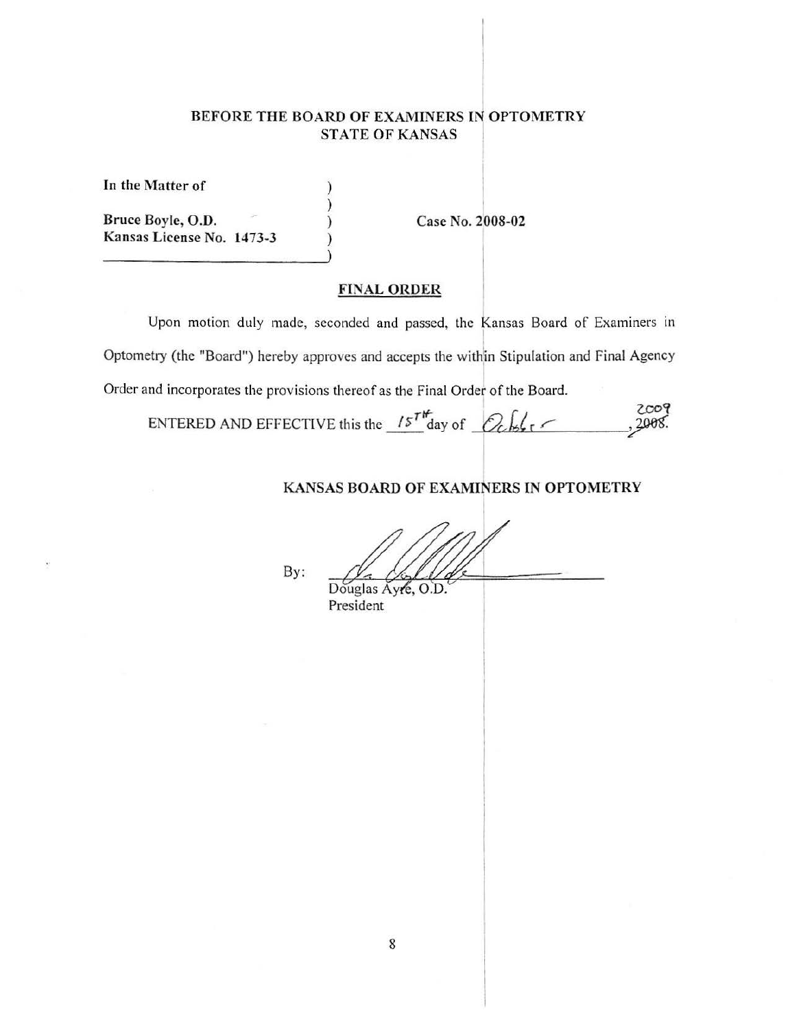## BEFORE THE BOARD OF EXAMINERS IN OPTOMETRY
## STATE OF KANSAS

**In the Matter of** )
)
**Bruce Boyle, O.D.** ) **Case No. 2008-02**
**Kansas License No. 1473-3** )
)

### FINAL ORDER

Upon motion duly made, seconded and passed, the Kansas Board of Examiners in Optometry (the "Board") hereby approves and accepts the within Stipulation and Final Agency Order and incorporates the provisions thereof as the Final Order of the Board.

ENTERED AND EFFECTIVE this the 15TH day of October, ~~2008~~ 2009.

**KANSAS BOARD OF EXAMINERS IN OPTOMETRY**

By: ______________________________
Douglas Ayre, O.D.
President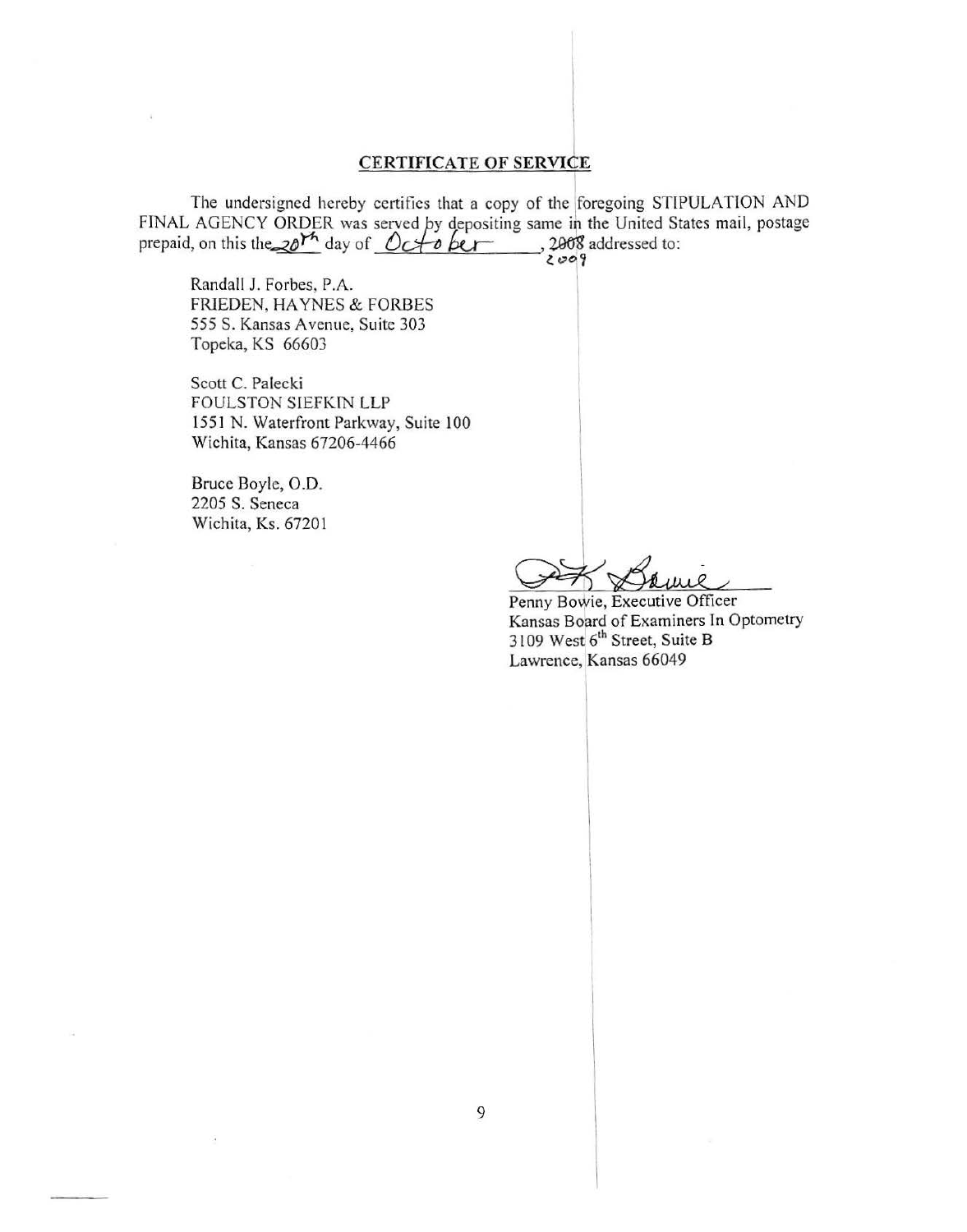## CERTIFICATE OF SERVICE

The undersigned hereby certifies that a copy of the foregoing STIPULATION AND FINAL AGENCY ORDER was served by depositing same in the United States mail, postage prepaid, on this the 20th day of October, ~~2008~~ 2009 addressed to:

Randall J. Forbes, P.A.
FRIEDEN, HAYNES & FORBES
555 S. Kansas Avenue, Suite 303
Topeka, KS 66603

Scott C. Palecki
FOULSTON SIEFKIN LLP
1551 N. Waterfront Parkway, Suite 100
Wichita, Kansas 67206-4466

Bruce Boyle, O.D.
2205 S. Seneca
Wichita, Ks. 67201

Penny Bowie, Executive Officer
Kansas Board of Examiners In Optometry
3109 West 6th Street, Suite B
Lawrence, Kansas 66049